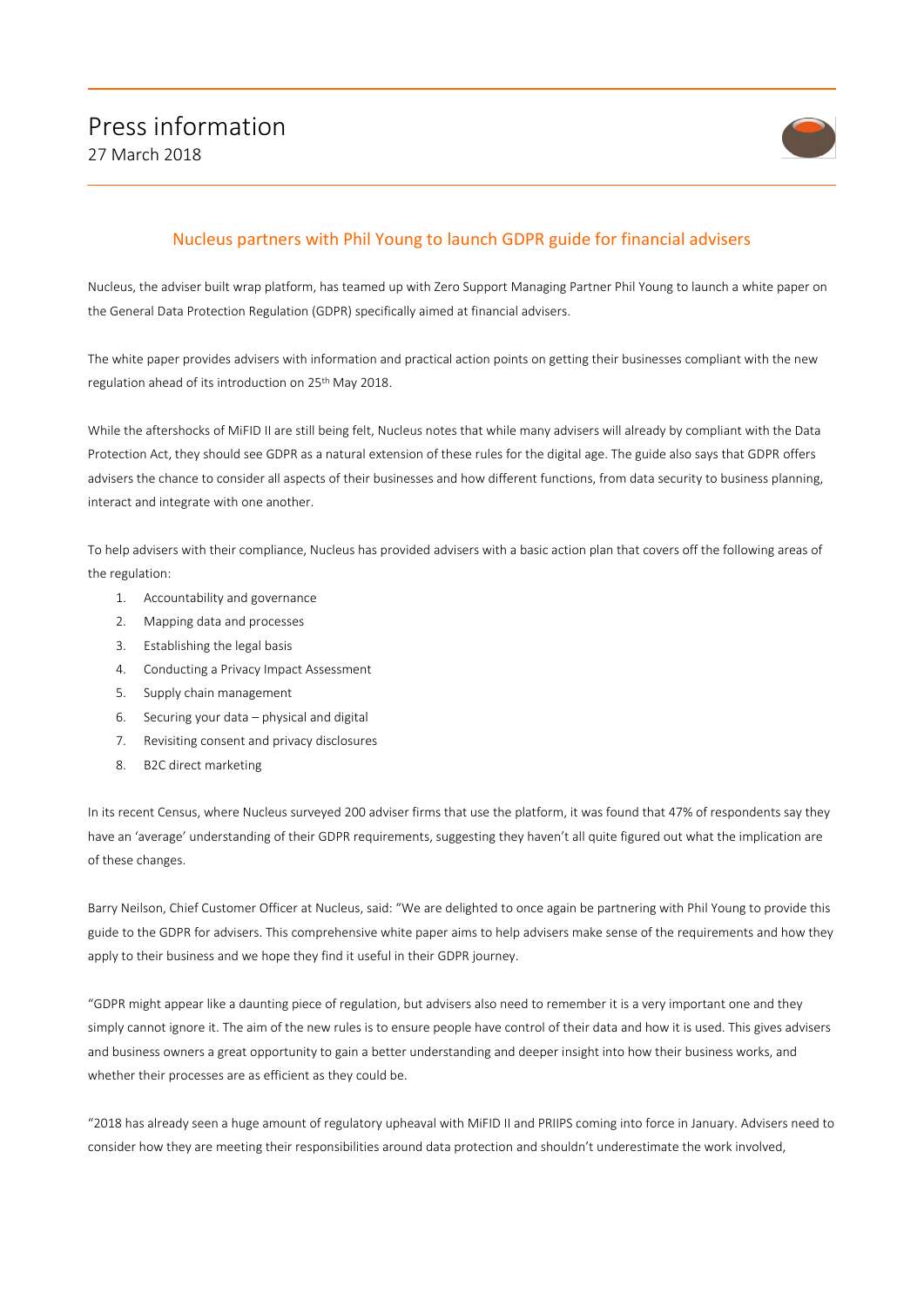# Press information

27 March 2018

## Nucleus partners with Phil Young to launch GDPR guide for financial advisers

Nucleus, the adviser built wrap platform, has teamed up with Zero Support Managing Partner Phil Young to launch a white paper on the General Data Protection Regulation (GDPR) specifically aimed at financial advisers.

The white paper provides advisers with information and practical action points on getting their businesses compliant with the new regulation ahead of its introduction on 25th May 2018.

While the aftershocks of MiFID II are still being felt, Nucleus notes that while many advisers will already by compliant with the Data Protection Act, they should see GDPR as a natural extension of these rules for the digital age. The guide also says that GDPR offers advisers the chance to consider all aspects of their businesses and how different functions, from data security to business planning, interact and integrate with one another.

To help advisers with their compliance, Nucleus has provided advisers with a basic action plan that covers off the following areas of the regulation:

1. Accountability and governance
2. Mapping data and processes
3. Establishing the legal basis
4. Conducting a Privacy Impact Assessment
5. Supply chain management
6. Securing your data – physical and digital
7. Revisiting consent and privacy disclosures
8. B2C direct marketing

In its recent Census, where Nucleus surveyed 200 adviser firms that use the platform, it was found that 47% of respondents say they have an 'average' understanding of their GDPR requirements, suggesting they haven't all quite figured out what the implication are of these changes.

Barry Neilson, Chief Customer Officer at Nucleus, said: "We are delighted to once again be partnering with Phil Young to provide this guide to the GDPR for advisers. This comprehensive white paper aims to help advisers make sense of the requirements and how they apply to their business and we hope they find it useful in their GDPR journey.

"GDPR might appear like a daunting piece of regulation, but advisers also need to remember it is a very important one and they simply cannot ignore it. The aim of the new rules is to ensure people have control of their data and how it is used. This gives advisers and business owners a great opportunity to gain a better understanding and deeper insight into how their business works, and whether their processes are as efficient as they could be.

"2018 has already seen a huge amount of regulatory upheaval with MiFID II and PRIIPS coming into force in January. Advisers need to consider how they are meeting their responsibilities around data protection and shouldn't underestimate the work involved,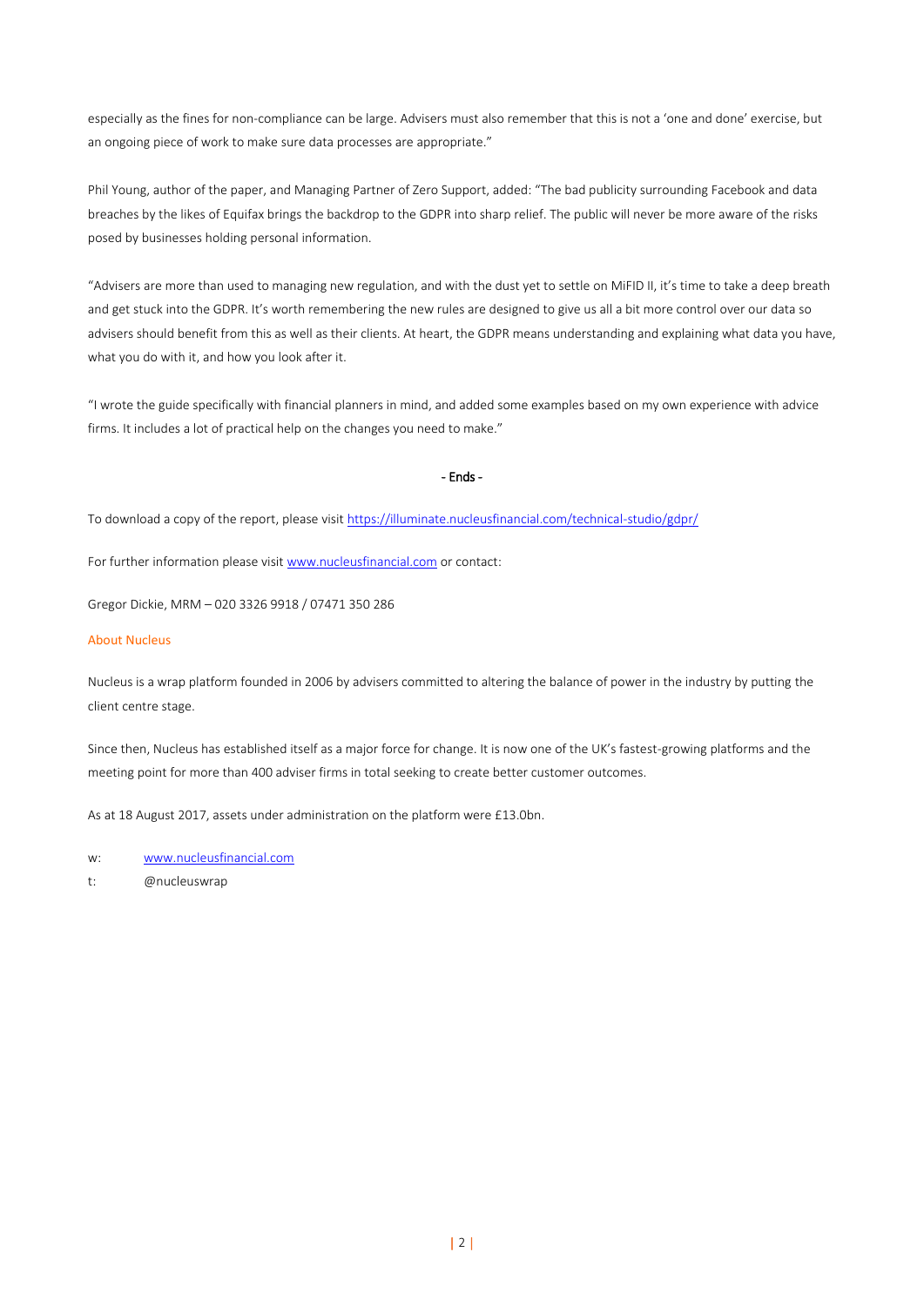especially as the fines for non-compliance can be large. Advisers must also remember that this is not a 'one and done' exercise, but an ongoing piece of work to make sure data processes are appropriate."

Phil Young, author of the paper, and Managing Partner of Zero Support, added: "The bad publicity surrounding Facebook and data breaches by the likes of Equifax brings the backdrop to the GDPR into sharp relief. The public will never be more aware of the risks posed by businesses holding personal information.

"Advisers are more than used to managing new regulation, and with the dust yet to settle on MiFID II, it's time to take a deep breath and get stuck into the GDPR. It's worth remembering the new rules are designed to give us all a bit more control over our data so advisers should benefit from this as well as their clients. At heart, the GDPR means understanding and explaining what data you have, what you do with it, and how you look after it.

"I wrote the guide specifically with financial planners in mind, and added some examples based on my own experience with advice firms. It includes a lot of practical help on the changes you need to make."

- Ends -

To download a copy of the report, please visit https://illuminate.nucleusfinancial.com/technical-studio/gdpr/

For further information please visit www.nucleusfinancial.com or contact:

Gregor Dickie, MRM – 020 3326 9918 / 07471 350 286

## About Nucleus

Nucleus is a wrap platform founded in 2006 by advisers committed to altering the balance of power in the industry by putting the client centre stage.

Since then, Nucleus has established itself as a major force for change. It is now one of the UK's fastest-growing platforms and the meeting point for more than 400 adviser firms in total seeking to create better customer outcomes.

As at 18 August 2017, assets under administration on the platform were £13.0bn.

w: www.nucleusfinancial.com

t: @nucleuswrap